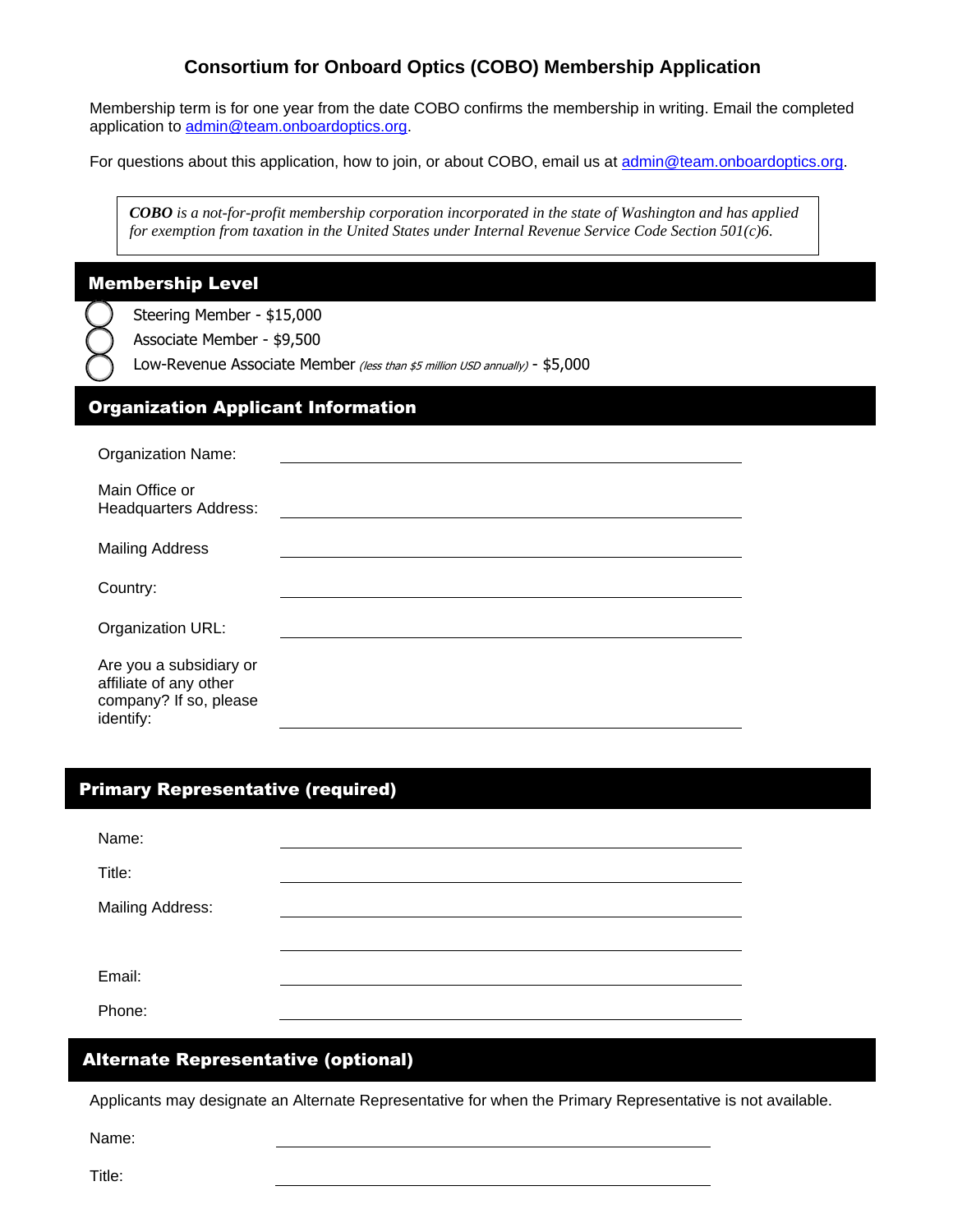# Consortium for Onboard Optics (COBO) Membership Application

Membership term is for one year from the date COBO confirms the membership in writing. Email the completed application to admin@team.onboardoptics.org.

For questions about this application, how to join, or about COBO, email us at admin@team.onboardoptics.org.

> ***COBO** is a not-for-profit membership corporation incorporated in the state of Washington and has applied for exemption from taxation in the United States under Internal Revenue Service Code Section 501(c)6.*

## Membership Level

- ○ Steering Member - $15,000
- ○ Associate Member - $9,500
- ○ Low-Revenue Associate Member *(less than $5 million USD annually)* - $5,000

## Organization Applicant Information

Organization Name: ____________________

Main Office or Headquarters Address: ____________________

Mailing Address ____________________

Country: ____________________

Organization URL: ____________________

Are you a subsidiary or affiliate of any other company? If so, please identify: ____________________

## Primary Representative (required)

Name: ____________________

Title: ____________________

Mailing Address: ____________________

____________________

Email: ____________________

Phone: ____________________

## Alternate Representative (optional)

Applicants may designate an Alternate Representative for when the Primary Representative is not available.

Name: ____________________

Title: ____________________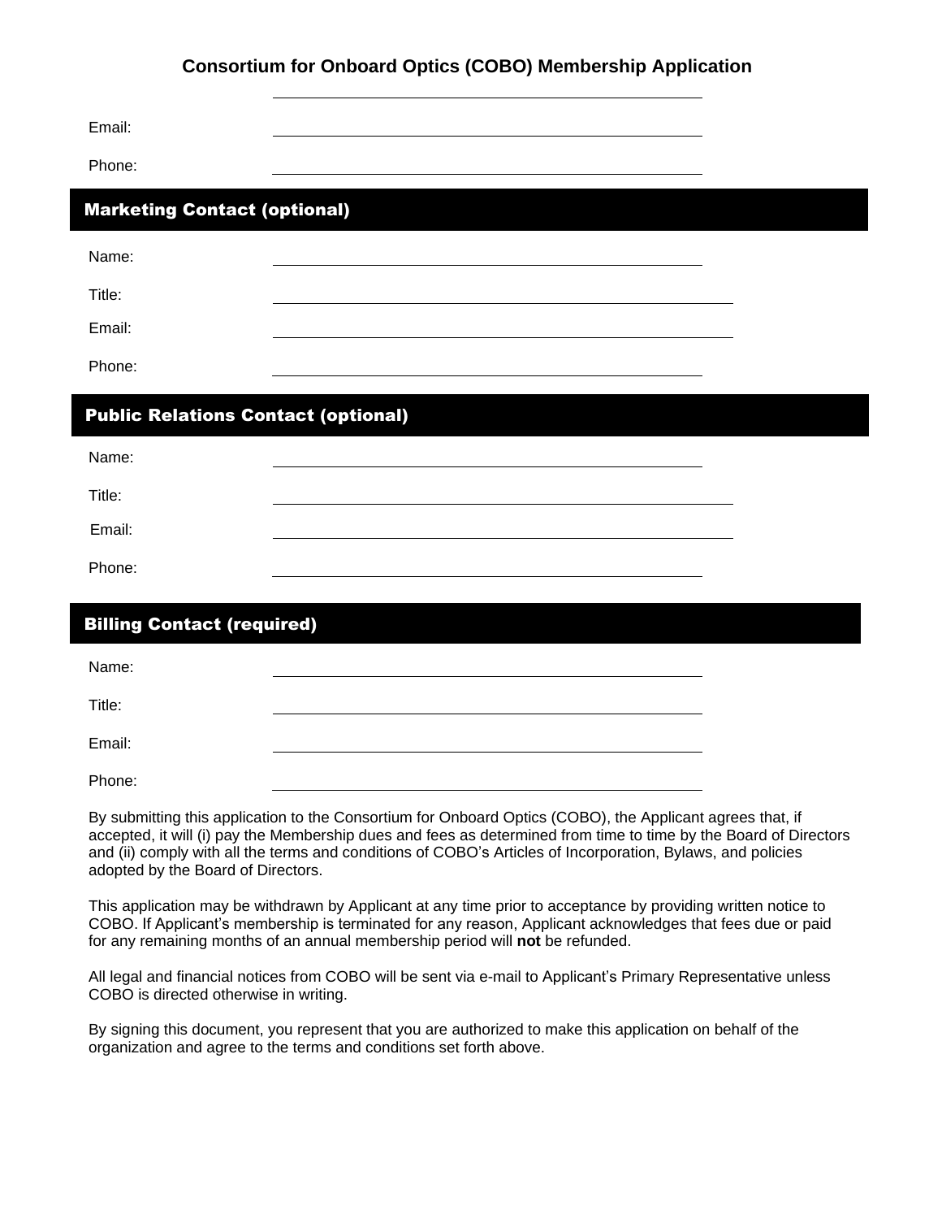Email: ______________________________

Phone: ______________________________

## Marketing Contact (optional)

Name: ______________________________

Title: ______________________________

Email: ______________________________

Phone: ______________________________

## Public Relations Contact (optional)

Name: ______________________________

Title: ______________________________

Email: ______________________________

Phone: ______________________________

## Billing Contact (required)

Name: ______________________________

Title: ______________________________

Email: ______________________________

Phone: ______________________________

By submitting this application to the Consortium for Onboard Optics (COBO), the Applicant agrees that, if accepted, it will (i) pay the Membership dues and fees as determined from time to time by the Board of Directors and (ii) comply with all the terms and conditions of COBO's Articles of Incorporation, Bylaws, and policies adopted by the Board of Directors.

This application may be withdrawn by Applicant at any time prior to acceptance by providing written notice to COBO. If Applicant's membership is terminated for any reason, Applicant acknowledges that fees due or paid for any remaining months of an annual membership period will **not** be refunded.

All legal and financial notices from COBO will be sent via e-mail to Applicant's Primary Representative unless COBO is directed otherwise in writing.

By signing this document, you represent that you are authorized to make this application on behalf of the organization and agree to the terms and conditions set forth above.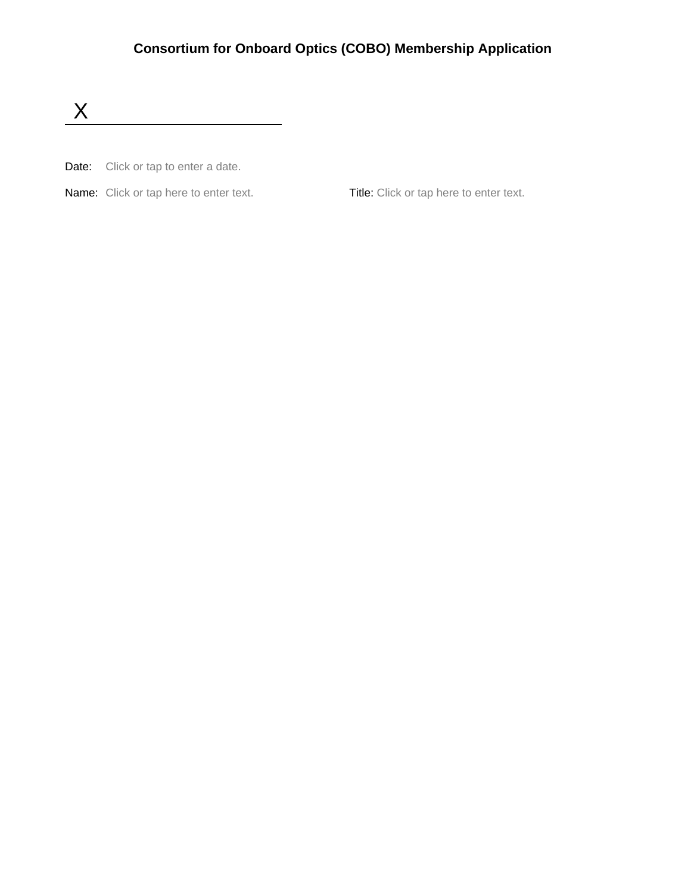**Consortium for Onboard Optics (COBO) Membership Application**

X \_\_\_\_\_\_\_\_\_\_\_\_\_\_\_\_\_\_\_\_\_\_\_\_\_\_

Date: Click or tap to enter a date.

Name: Click or tap here to enter text.

Title: Click or tap here to enter text.